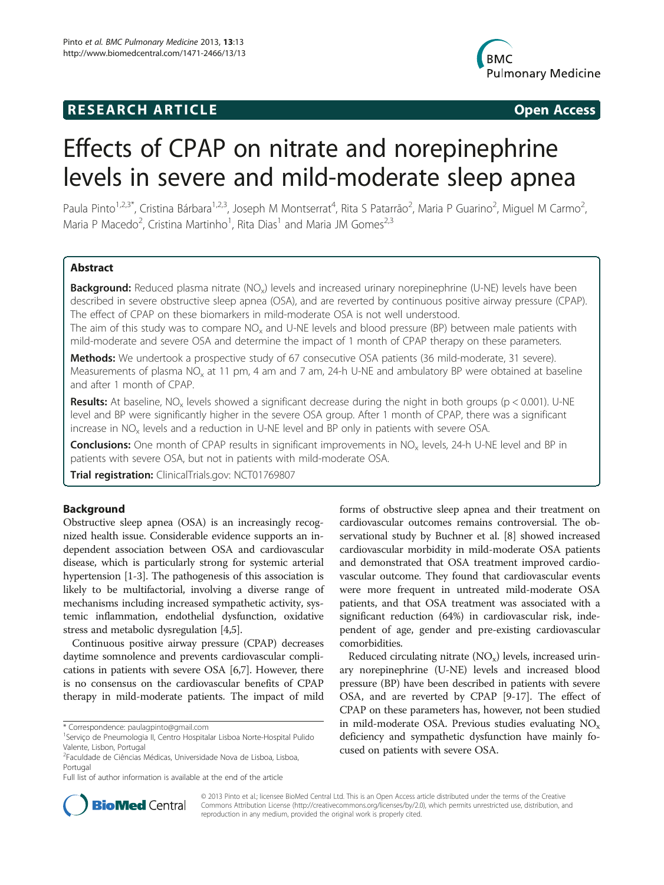RESEARCH ARTICLE Open Access

# Effects of CPAP on nitrate and norepinephrine levels in severe and mild-moderate sleep apnea

Paula Pinto[1,2,3*], Cristina Bárbara[1,2,3], Joseph M Montserrat[4], Rita S Patarrão[2], Maria P Guarino[2], Miguel M Carmo[2], Maria P Macedo[2], Cristina Martinho[1], Rita Dias[1] and Maria JM Gomes[2,3]

## Abstract

**Background:** Reduced plasma nitrate ($NO_x$) levels and increased urinary norepinephrine (U-NE) levels have been described in severe obstructive sleep apnea (OSA), and are reverted by continuous positive airway pressure (CPAP). The effect of CPAP on these biomarkers in mild-moderate OSA is not well understood.

The aim of this study was to compare $NO_x$ and U-NE levels and blood pressure (BP) between male patients with mild-moderate and severe OSA and determine the impact of 1 month of CPAP therapy on these parameters.

**Methods:** We undertook a prospective study of 67 consecutive OSA patients (36 mild-moderate, 31 severe). Measurements of plasma $NO_x$ at 11 pm, 4 am and 7 am, 24-h U-NE and ambulatory BP were obtained at baseline and after 1 month of CPAP.

**Results:** At baseline, $NO_x$ levels showed a significant decrease during the night in both groups ($p < 0.001$). U-NE level and BP were significantly higher in the severe OSA group. After 1 month of CPAP, there was a significant increase in $NO_x$ levels and a reduction in U-NE level and BP only in patients with severe OSA.

**Conclusions:** One month of CPAP results in significant improvements in $NO_x$ levels, 24-h U-NE level and BP in patients with severe OSA, but not in patients with mild-moderate OSA.

**Trial registration:** ClinicalTrials.gov: NCT01769807

## Background

Obstructive sleep apnea (OSA) is an increasingly recognized health issue. Considerable evidence supports an independent association between OSA and cardiovascular disease, which is particularly strong for systemic arterial hypertension [1-3]. The pathogenesis of this association is likely to be multifactorial, involving a diverse range of mechanisms including increased sympathetic activity, systemic inflammation, endothelial dysfunction, oxidative stress and metabolic dysregulation [4,5].

Continuous positive airway pressure (CPAP) decreases daytime somnolence and prevents cardiovascular complications in patients with severe OSA [6,7]. However, there is no consensus on the cardiovascular benefits of CPAP therapy in mild-moderate patients. The impact of mild forms of obstructive sleep apnea and their treatment on cardiovascular outcomes remains controversial. The observational study by Buchner et al. [8] showed increased cardiovascular morbidity in mild-moderate OSA patients and demonstrated that OSA treatment improved cardiovascular outcome. They found that cardiovascular events were more frequent in untreated mild-moderate OSA patients, and that OSA treatment was associated with a significant reduction (64%) in cardiovascular risk, independent of age, gender and pre-existing cardiovascular comorbidities.

Reduced circulating nitrate ($NO_x$) levels, increased urinary norepinephrine (U-NE) levels and increased blood pressure (BP) have been described in patients with severe OSA, and are reverted by CPAP [9-17]. The effect of CPAP on these parameters has, however, not been studied in mild-moderate OSA. Previous studies evaluating $NO_x$ deficiency and sympathetic dysfunction have mainly focused on patients with severe OSA.

\* Correspondence: paulagpinto@gmail.com

[1]Serviço de Pneumologia II, Centro Hospitalar Lisboa Norte-Hospital Pulido Valente, Lisbon, Portugal

[2]Faculdade de Ciências Médicas, Universidade Nova de Lisboa, Lisboa, Portugal

Full list of author information is available at the end of the article

© 2013 Pinto et al.; licensee BioMed Central Ltd. This is an Open Access article distributed under the terms of the Creative Commons Attribution License (http://creativecommons.org/licenses/by/2.0), which permits unrestricted use, distribution, and reproduction in any medium, provided the original work is properly cited.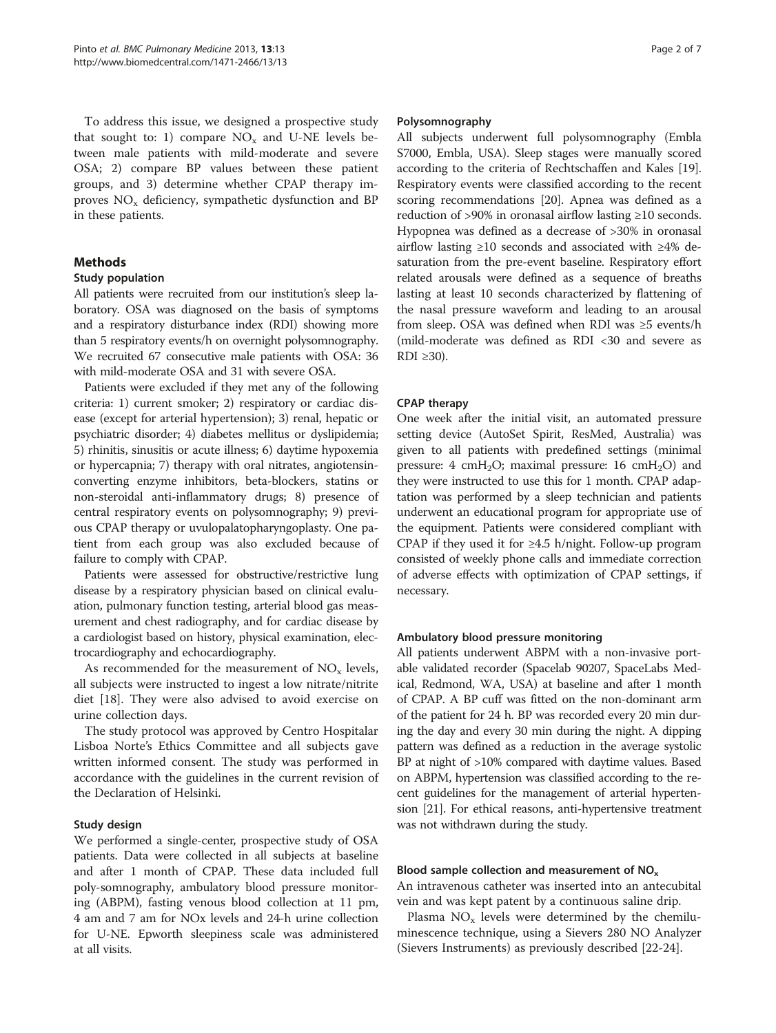To address this issue, we designed a prospective study that sought to: 1) compare $NO_x$ and U-NE levels between male patients with mild-moderate and severe OSA; 2) compare BP values between these patient groups, and 3) determine whether CPAP therapy improves $NO_x$ deficiency, sympathetic dysfunction and BP in these patients.

## Methods

### Study population

All patients were recruited from our institution's sleep laboratory. OSA was diagnosed on the basis of symptoms and a respiratory disturbance index (RDI) showing more than 5 respiratory events/h on overnight polysomnography. We recruited 67 consecutive male patients with OSA: 36 with mild-moderate OSA and 31 with severe OSA.

Patients were excluded if they met any of the following criteria: 1) current smoker; 2) respiratory or cardiac disease (except for arterial hypertension); 3) renal, hepatic or psychiatric disorder; 4) diabetes mellitus or dyslipidemia; 5) rhinitis, sinusitis or acute illness; 6) daytime hypoxemia or hypercapnia; 7) therapy with oral nitrates, angiotensin-converting enzyme inhibitors, beta-blockers, statins or non-steroidal anti-inflammatory drugs; 8) presence of central respiratory events on polysomnography; 9) previous CPAP therapy or uvulopalatopharyngoplasty. One patient from each group was also excluded because of failure to comply with CPAP.

Patients were assessed for obstructive/restrictive lung disease by a respiratory physician based on clinical evaluation, pulmonary function testing, arterial blood gas measurement and chest radiography, and for cardiac disease by a cardiologist based on history, physical examination, electrocardiography and echocardiography.

As recommended for the measurement of $NO_x$ levels, all subjects were instructed to ingest a low nitrate/nitrite diet [18]. They were also advised to avoid exercise on urine collection days.

The study protocol was approved by Centro Hospitalar Lisboa Norte's Ethics Committee and all subjects gave written informed consent. The study was performed in accordance with the guidelines in the current revision of the Declaration of Helsinki.

### Study design

We performed a single-center, prospective study of OSA patients. Data were collected in all subjects at baseline and after 1 month of CPAP. These data included full poly-somnography, ambulatory blood pressure monitoring (ABPM), fasting venous blood collection at 11 pm, 4 am and 7 am for NOx levels and 24-h urine collection for U-NE. Epworth sleepiness scale was administered at all visits.

### Polysomnography

All subjects underwent full polysomnography (Embla S7000, Embla, USA). Sleep stages were manually scored according to the criteria of Rechtschaffen and Kales [19]. Respiratory events were classified according to the recent scoring recommendations [20]. Apnea was defined as a reduction of >90% in oronasal airflow lasting ≥10 seconds. Hypopnea was defined as a decrease of >30% in oronasal airflow lasting ≥10 seconds and associated with ≥4% desaturation from the pre-event baseline. Respiratory effort related arousals were defined as a sequence of breaths lasting at least 10 seconds characterized by flattening of the nasal pressure waveform and leading to an arousal from sleep. OSA was defined when RDI was ≥5 events/h (mild-moderate was defined as RDI <30 and severe as RDI ≥30).

### CPAP therapy

One week after the initial visit, an automated pressure setting device (AutoSet Spirit, ResMed, Australia) was given to all patients with predefined settings (minimal pressure: 4 $cmH_2O$; maximal pressure: 16 $cmH_2O$) and they were instructed to use this for 1 month. CPAP adaptation was performed by a sleep technician and patients underwent an educational program for appropriate use of the equipment. Patients were considered compliant with CPAP if they used it for ≥4.5 h/night. Follow-up program consisted of weekly phone calls and immediate correction of adverse effects with optimization of CPAP settings, if necessary.

### Ambulatory blood pressure monitoring

All patients underwent ABPM with a non-invasive portable validated recorder (Spacelab 90207, SpaceLabs Medical, Redmond, WA, USA) at baseline and after 1 month of CPAP. A BP cuff was fitted on the non-dominant arm of the patient for 24 h. BP was recorded every 20 min during the day and every 30 min during the night. A dipping pattern was defined as a reduction in the average systolic BP at night of >10% compared with daytime values. Based on ABPM, hypertension was classified according to the recent guidelines for the management of arterial hypertension [21]. For ethical reasons, anti-hypertensive treatment was not withdrawn during the study.

### Blood sample collection and measurement of $NO_x$

An intravenous catheter was inserted into an antecubital vein and was kept patent by a continuous saline drip.

Plasma $NO_x$ levels were determined by the chemiluminescence technique, using a Sievers 280 NO Analyzer (Sievers Instruments) as previously described [22-24].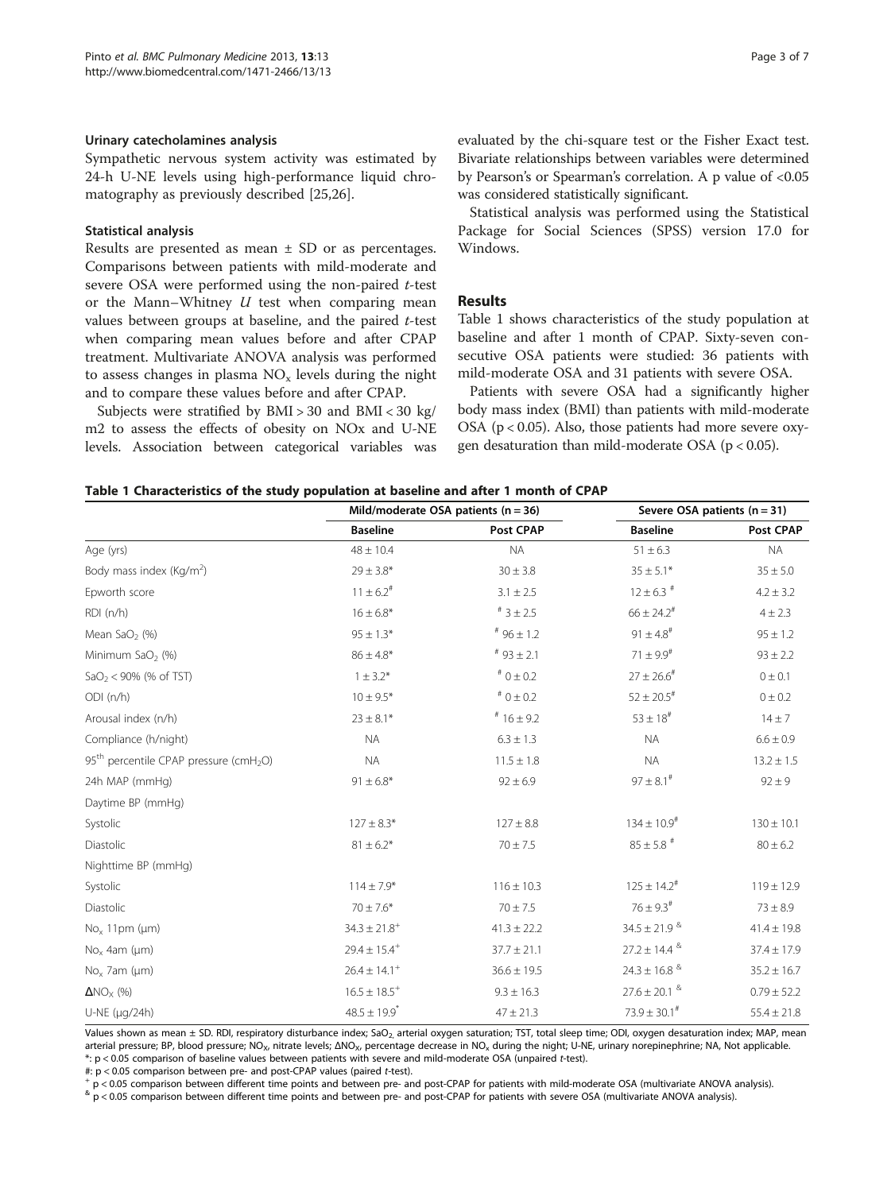#### Urinary catecholamines analysis

Sympathetic nervous system activity was estimated by 24-h U-NE levels using high-performance liquid chromatography as previously described [25,26].

#### Statistical analysis

Results are presented as mean ± SD or as percentages. Comparisons between patients with mild-moderate and severe OSA were performed using the non-paired *t*-test or the Mann–Whitney *U* test when comparing mean values between groups at baseline, and the paired *t*-test when comparing mean values before and after CPAP treatment. Multivariate ANOVA analysis was performed to assess changes in plasma $NO_x$ levels during the night and to compare these values before and after CPAP.

Subjects were stratified by BMI > 30 and BMI < 30 kg/m2 to assess the effects of obesity on NOx and U-NE levels. Association between categorical variables was evaluated by the chi-square test or the Fisher Exact test. Bivariate relationships between variables were determined by Pearson's or Spearman's correlation. A p value of <0.05 was considered statistically significant.

Statistical analysis was performed using the Statistical Package for Social Sciences (SPSS) version 17.0 for Windows.

## Results

Table 1 shows characteristics of the study population at baseline and after 1 month of CPAP. Sixty-seven consecutive OSA patients were studied: 36 patients with mild-moderate OSA and 31 patients with severe OSA.

Patients with severe OSA had a significantly higher body mass index (BMI) than patients with mild-moderate OSA ($p < 0.05$). Also, those patients had more severe oxygen desaturation than mild-moderate OSA ($p < 0.05$).

**Table 1 Characteristics of the study population at baseline and after 1 month of CPAP**

| | Mild/moderate OSA patients (n = 36) | | Severe OSA patients (n = 31) | |
|---|---|---|---|---|
| | **Baseline** | **Post CPAP** | **Baseline** | **Post CPAP** |
| Age (yrs) | 48 ± 10.4 | NA | 51 ± 6.3 | NA |
| Body mass index (Kg/m$^2$) | 29 ± 3.8* | 30 ± 3.8 | 35 ± 5.1* | 35 ± 5.0 |
| Epworth score | 11 ± 6.2# | 3.1 ± 2.5 | 12 ± 6.3 # | 4.2 ± 3.2 |
| RDI (n/h) | 16 ± 6.8* | # 3 ± 2.5 | 66 ± 24.2# | 4 ± 2.3 |
| Mean $SaO_2$ (%) | 95 ± 1.3* | # 96 ± 1.2 | 91 ± 4.8# | 95 ± 1.2 |
| Minimum $SaO_2$ (%) | 86 ± 4.8* | # 93 ± 2.1 | 71 ± 9.9# | 93 ± 2.2 |
| $SaO_2$ < 90% (% of TST) | 1 ± 3.2* | # 0 ± 0.2 | 27 ± 26.6# | 0 ± 0.1 |
| ODI (n/h) | 10 ± 9.5* | # 0 ± 0.2 | 52 ± 20.5# | 0 ± 0.2 |
| Arousal index (n/h) | 23 ± 8.1* | # 16 ± 9.2 | 53 ± 18# | 14 ± 7 |
| Compliance (h/night) | NA | 6.3 ± 1.3 | NA | 6.6 ± 0.9 |
| 95$^{th}$ percentile CPAP pressure (cm$H_2O$) | NA | 11.5 ± 1.8 | NA | 13.2 ± 1.5 |
| 24h MAP (mmHg) | 91 ± 6.8* | 92 ± 6.9 | 97 ± 8.1# | 92 ± 9 |
| Daytime BP (mmHg) | | | | |
| Systolic | 127 ± 8.3* | 127 ± 8.8 | 134 ± 10.9# | 130 ± 10.1 |
| Diastolic | 81 ± 6.2* | 70 ± 7.5 | 85 ± 5.8 # | 80 ± 6.2 |
| Nighttime BP (mmHg) | | | | |
| Systolic | 114 ± 7.9* | 116 ± 10.3 | 125 ± 14.2# | 119 ± 12.9 |
| Diastolic | 70 ± 7.6* | 70 ± 7.5 | 76 ± 9.3# | 73 ± 8.9 |
| $No_x$ 11pm (μm) | 34.3 ± 21.8+ | 41.3 ± 22.2 | 34.5 ± 21.9 & | 41.4 ± 19.8 |
| $No_x$ 4am (μm) | 29.4 ± 15.4+ | 37.7 ± 21.1 | 27.2 ± 14.4 & | 37.4 ± 17.9 |
| $No_x$ 7am (μm) | 26.4 ± 14.1+ | 36.6 ± 19.5 | 24.3 ± 16.8 & | 35.2 ± 16.7 |
| $\Delta NO_X$ (%) | 16.5 ± 18.5+ | 9.3 ± 16.3 | 27.6 ± 20.1 & | 0.79 ± 52.2 |
| U-NE (μg/24h) | 48.5 ± 19.9* | 47 ± 21.3 | 73.9 ± 30.1# | 55.4 ± 21.8 |

Values shown as mean ± SD. RDI, respiratory disturbance index; $SaO_2$, arterial oxygen saturation; TST, total sleep time; ODI, oxygen desaturation index; MAP, mean arterial pressure; BP, blood pressure; $NO_X$, nitrate levels; $\Delta NO_X$, percentage decrease in $NO_x$ during the night; U-NE, urinary norepinephrine; NA, Not applicable.
*: $p < 0.05$ comparison of baseline values between patients with severe and mild-moderate OSA (unpaired *t*-test).
#: $p < 0.05$ comparison between pre- and post-CPAP values (paired *t*-test).
+ $p < 0.05$ comparison between different time points and between pre- and post-CPAP for patients with mild-moderate OSA (multivariate ANOVA analysis).
& $p < 0.05$ comparison between different time points and between pre- and post-CPAP for patients with severe OSA (multivariate ANOVA analysis).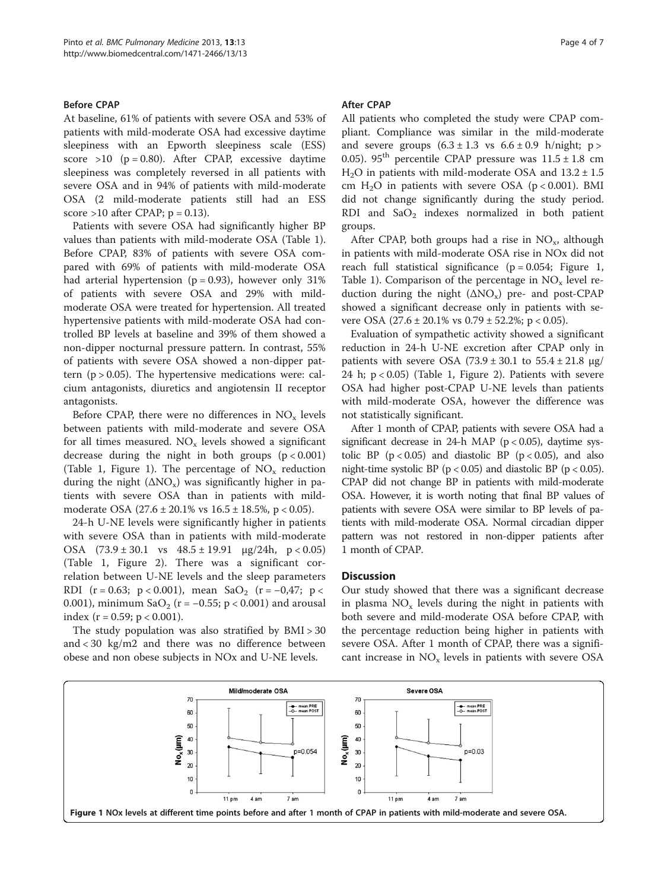### Before CPAP

At baseline, 61% of patients with severe OSA and 53% of patients with mild-moderate OSA had excessive daytime sleepiness with an Epworth sleepiness scale (ESS) score >10 ($p = 0.80$). After CPAP, excessive daytime sleepiness was completely reversed in all patients with severe OSA and in 94% of patients with mild-moderate OSA (2 mild-moderate patients still had an ESS score >10 after CPAP; $p = 0.13$).

Patients with severe OSA had significantly higher BP values than patients with mild-moderate OSA (Table 1). Before CPAP, 83% of patients with severe OSA compared with 69% of patients with mild-moderate OSA had arterial hypertension ($p = 0.93$), however only 31% of patients with severe OSA and 29% with mild-moderate OSA were treated for hypertension. All treated hypertensive patients with mild-moderate OSA had controlled BP levels at baseline and 39% of them showed a non-dipper nocturnal pressure pattern. In contrast, 55% of patients with severe OSA showed a non-dipper pattern ($p > 0.05$). The hypertensive medications were: calcium antagonists, diuretics and angiotensin II receptor antagonists.

Before CPAP, there were no differences in $NO_x$ levels between patients with mild-moderate and severe OSA for all times measured. $NO_x$ levels showed a significant decrease during the night in both groups ($p < 0.001$) (Table 1, Figure 1). The percentage of $NO_x$ reduction during the night ($\Delta NO_x$) was significantly higher in patients with severe OSA than in patients with mild-moderate OSA ($27.6 \pm 20.1\%$ vs $16.5 \pm 18.5\%$, $p < 0.05$).

24-h U-NE levels were significantly higher in patients with severe OSA than in patients with mild-moderate OSA ($73.9 \pm 30.1$ vs $48.5 \pm 19.91$ µg/24h, $p < 0.05$) (Table 1, Figure 2). There was a significant correlation between U-NE levels and the sleep parameters RDI ($r = 0.63$; $p < 0.001$), mean $SaO_2$ ($r = -0{,}47$; $p < 0.001$), minimum $SaO_2$ ($r = -0.55$; $p < 0.001$) and arousal index ($r = 0.59$; $p < 0.001$).

The study population was also stratified by BMI > 30 and < 30 kg/m2 and there was no difference between obese and non obese subjects in NOx and U-NE levels.

### After CPAP

All patients who completed the study were CPAP compliant. Compliance was similar in the mild-moderate and severe groups ($6.3 \pm 1.3$ vs $6.6 \pm 0.9$ h/night; $p > 0.05$). 95[th] percentile CPAP pressure was $11.5 \pm 1.8$ cm $H_2O$ in patients with mild-moderate OSA and $13.2 \pm 1.5$ cm $H_2O$ in patients with severe OSA ($p < 0.001$). BMI did not change significantly during the study period. RDI and $SaO_2$ indexes normalized in both patient groups.

After CPAP, both groups had a rise in $NO_x$, although in patients with mild-moderate OSA rise in NOx did not reach full statistical significance ($p = 0.054$; Figure 1, Table 1). Comparison of the percentage in $NO_x$ level reduction during the night ($\Delta NO_x$) pre- and post-CPAP showed a significant decrease only in patients with severe OSA ($27.6 \pm 20.1\%$ vs $0.79 \pm 52.2\%$; $p < 0.05$).

Evaluation of sympathetic activity showed a significant reduction in 24-h U-NE excretion after CPAP only in patients with severe OSA ($73.9 \pm 30.1$ to $55.4 \pm 21.8$ µg/24 h; $p < 0.05$) (Table 1, Figure 2). Patients with severe OSA had higher post-CPAP U-NE levels than patients with mild-moderate OSA, however the difference was not statistically significant.

After 1 month of CPAP, patients with severe OSA had a significant decrease in 24-h MAP ($p < 0.05$), daytime systolic BP ($p < 0.05$) and diastolic BP ($p < 0.05$), and also night-time systolic BP ($p < 0.05$) and diastolic BP ($p < 0.05$). CPAP did not change BP in patients with mild-moderate OSA. However, it is worth noting that final BP values of patients with severe OSA were similar to BP levels of patients with mild-moderate OSA. Normal circadian dipper pattern was not restored in non-dipper patients after 1 month of CPAP.

## Discussion

Our study showed that there was a significant decrease in plasma $NO_x$ levels during the night in patients with both severe and mild-moderate OSA before CPAP, with the percentage reduction being higher in patients with severe OSA. After 1 month of CPAP, there was a significant increase in $NO_x$ levels in patients with severe OSA

**Figure 1** NOx levels at different time points before and after 1 month of CPAP in patients with mild-moderate and severe OSA.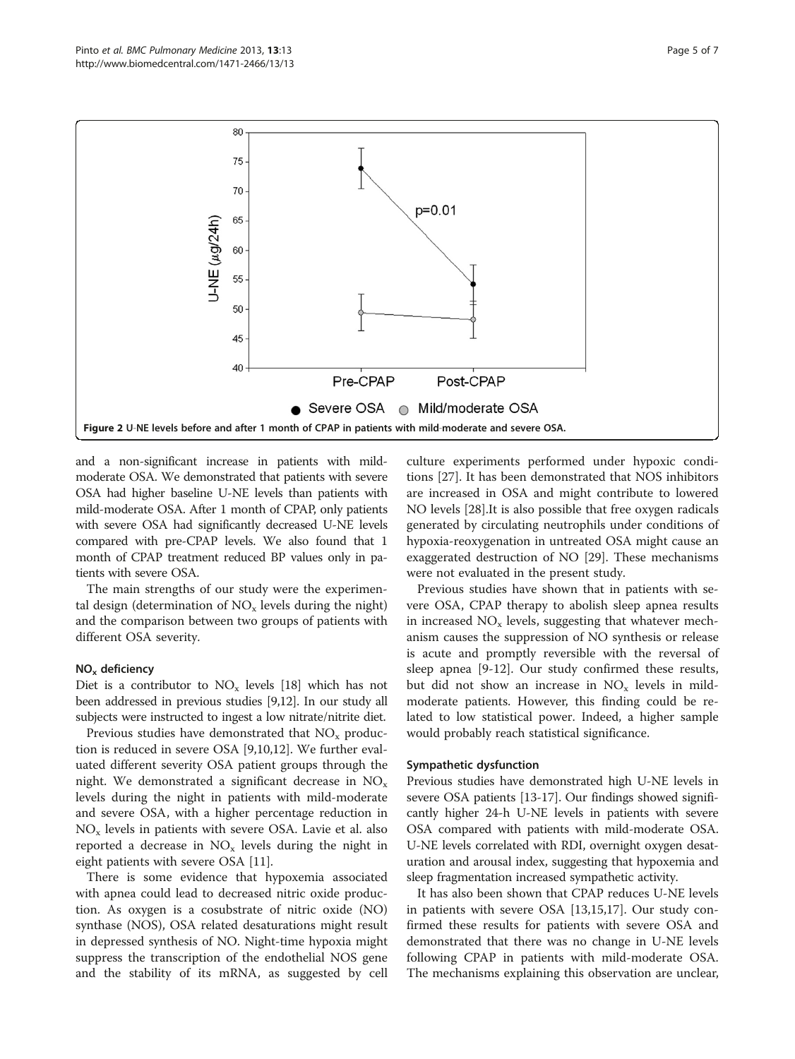Figure 2 U-NE levels before and after 1 month of CPAP in patients with mild-moderate and severe OSA.

and a non-significant increase in patients with mild-moderate OSA. We demonstrated that patients with severe OSA had higher baseline U-NE levels than patients with mild-moderate OSA. After 1 month of CPAP, only patients with severe OSA had significantly decreased U-NE levels compared with pre-CPAP levels. We also found that 1 month of CPAP treatment reduced BP values only in patients with severe OSA.

The main strengths of our study were the experimental design (determination of $NO_x$ levels during the night) and the comparison between two groups of patients with different OSA severity.

### $NO_x$ deficiency

Diet is a contributor to $NO_x$ levels [18] which has not been addressed in previous studies [9,12]. In our study all subjects were instructed to ingest a low nitrate/nitrite diet.

Previous studies have demonstrated that $NO_x$ production is reduced in severe OSA [9,10,12]. We further evaluated different severity OSA patient groups through the night. We demonstrated a significant decrease in $NO_x$ levels during the night in patients with mild-moderate and severe OSA, with a higher percentage reduction in $NO_x$ levels in patients with severe OSA. Lavie et al. also reported a decrease in $NO_x$ levels during the night in eight patients with severe OSA [11].

There is some evidence that hypoxemia associated with apnea could lead to decreased nitric oxide production. As oxygen is a cosubstrate of nitric oxide (NO) synthase (NOS), OSA related desaturations might result in depressed synthesis of NO. Night-time hypoxia might suppress the transcription of the endothelial NOS gene and the stability of its mRNA, as suggested by cell culture experiments performed under hypoxic conditions [27]. It has been demonstrated that NOS inhibitors are increased in OSA and might contribute to lowered NO levels [28].It is also possible that free oxygen radicals generated by circulating neutrophils under conditions of hypoxia-reoxygenation in untreated OSA might cause an exaggerated destruction of NO [29]. These mechanisms were not evaluated in the present study.

Previous studies have shown that in patients with severe OSA, CPAP therapy to abolish sleep apnea results in increased $NO_x$ levels, suggesting that whatever mechanism causes the suppression of NO synthesis or release is acute and promptly reversible with the reversal of sleep apnea [9-12]. Our study confirmed these results, but did not show an increase in $NO_x$ levels in mild-moderate patients. However, this finding could be related to low statistical power. Indeed, a higher sample would probably reach statistical significance.

### Sympathetic dysfunction

Previous studies have demonstrated high U-NE levels in severe OSA patients [13-17]. Our findings showed significantly higher 24-h U-NE levels in patients with severe OSA compared with patients with mild-moderate OSA. U-NE levels correlated with RDI, overnight oxygen desaturation and arousal index, suggesting that hypoxemia and sleep fragmentation increased sympathetic activity.

It has also been shown that CPAP reduces U-NE levels in patients with severe OSA [13,15,17]. Our study confirmed these results for patients with severe OSA and demonstrated that there was no change in U-NE levels following CPAP in patients with mild-moderate OSA. The mechanisms explaining this observation are unclear,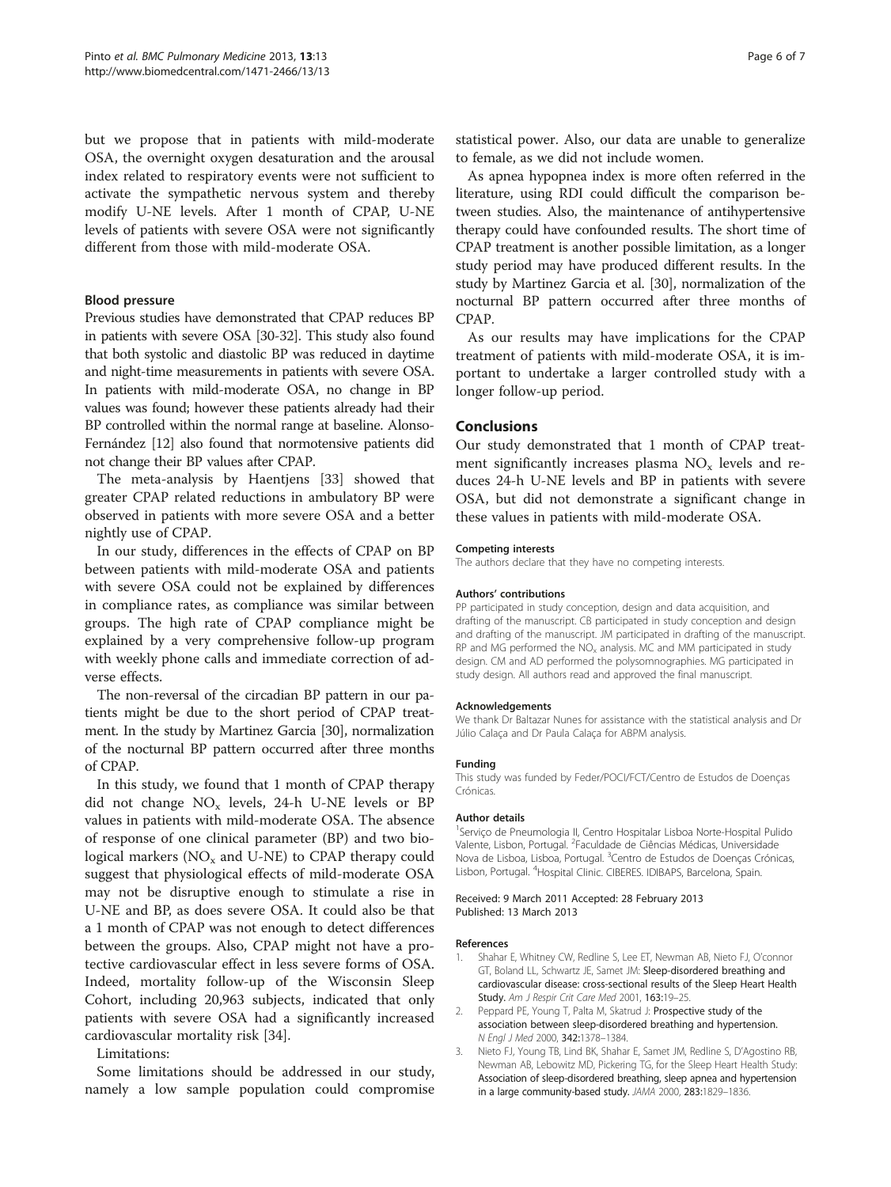but we propose that in patients with mild-moderate OSA, the overnight oxygen desaturation and the arousal index related to respiratory events were not sufficient to activate the sympathetic nervous system and thereby modify U-NE levels. After 1 month of CPAP, U-NE levels of patients with severe OSA were not significantly different from those with mild-moderate OSA.

### Blood pressure

Previous studies have demonstrated that CPAP reduces BP in patients with severe OSA [30-32]. This study also found that both systolic and diastolic BP was reduced in daytime and night-time measurements in patients with severe OSA. In patients with mild-moderate OSA, no change in BP values was found; however these patients already had their BP controlled within the normal range at baseline. Alonso-Fernández [12] also found that normotensive patients did not change their BP values after CPAP.

The meta-analysis by Haentjens [33] showed that greater CPAP related reductions in ambulatory BP were observed in patients with more severe OSA and a better nightly use of CPAP.

In our study, differences in the effects of CPAP on BP between patients with mild-moderate OSA and patients with severe OSA could not be explained by differences in compliance rates, as compliance was similar between groups. The high rate of CPAP compliance might be explained by a very comprehensive follow-up program with weekly phone calls and immediate correction of adverse effects.

The non-reversal of the circadian BP pattern in our patients might be due to the short period of CPAP treatment. In the study by Martinez Garcia [30], normalization of the nocturnal BP pattern occurred after three months of CPAP.

In this study, we found that 1 month of CPAP therapy did not change $NO_x$ levels, 24-h U-NE levels or BP values in patients with mild-moderate OSA. The absence of response of one clinical parameter (BP) and two biological markers ($NO_x$ and U-NE) to CPAP therapy could suggest that physiological effects of mild-moderate OSA may not be disruptive enough to stimulate a rise in U-NE and BP, as does severe OSA. It could also be that a 1 month of CPAP was not enough to detect differences between the groups. Also, CPAP might not have a protective cardiovascular effect in less severe forms of OSA. Indeed, mortality follow-up of the Wisconsin Sleep Cohort, including 20,963 subjects, indicated that only patients with severe OSA had a significantly increased cardiovascular mortality risk [34].

Limitations:

Some limitations should be addressed in our study, namely a low sample population could compromise statistical power. Also, our data are unable to generalize to female, as we did not include women.

As apnea hypopnea index is more often referred in the literature, using RDI could difficult the comparison between studies. Also, the maintenance of antihypertensive therapy could have confounded results. The short time of CPAP treatment is another possible limitation, as a longer study period may have produced different results. In the study by Martinez Garcia et al. [30], normalization of the nocturnal BP pattern occurred after three months of CPAP.

As our results may have implications for the CPAP treatment of patients with mild-moderate OSA, it is important to undertake a larger controlled study with a longer follow-up period.

## Conclusions

Our study demonstrated that 1 month of CPAP treatment significantly increases plasma $NO_x$ levels and reduces 24-h U-NE levels and BP in patients with severe OSA, but did not demonstrate a significant change in these values in patients with mild-moderate OSA.

#### Competing interests

The authors declare that they have no competing interests.

#### Authors' contributions

PP participated in study conception, design and data acquisition, and drafting of the manuscript. CB participated in study conception and design and drafting of the manuscript. JM participated in drafting of the manuscript. RP and MG performed the $NO_x$ analysis. MC and MM participated in study design. CM and AD performed the polysomnographies. MG participated in study design. All authors read and approved the final manuscript.

#### Acknowledgements

We thank Dr Baltazar Nunes for assistance with the statistical analysis and Dr Júlio Calaça and Dr Paula Calaça for ABPM analysis.

#### Funding

This study was funded by Feder/POCI/FCT/Centro de Estudos de Doenças Crónicas.

#### Author details

[1]Serviço de Pneumologia II, Centro Hospitalar Lisboa Norte-Hospital Pulido Valente, Lisbon, Portugal. [2]Faculdade de Ciências Médicas, Universidade Nova de Lisboa, Lisboa, Portugal. [3]Centro de Estudos de Doenças Crónicas, Lisbon, Portugal. [4]Hospital Clinic. CIBERES. IDIBAPS, Barcelona, Spain.

Received: 9 March 2011 Accepted: 28 February 2013
Published: 13 March 2013

#### References

1. Shahar E, Whitney CW, Redline S, Lee ET, Newman AB, Nieto FJ, O'connor GT, Boland LL, Schwartz JE, Samet JM: **Sleep-disordered breathing and cardiovascular disease: cross-sectional results of the Sleep Heart Health Study.** *Am J Respir Crit Care Med* 2001, **163:**19–25.
2. Peppard PE, Young T, Palta M, Skatrud J: **Prospective study of the association between sleep-disordered breathing and hypertension.** *N Engl J Med* 2000, **342:**1378–1384.
3. Nieto FJ, Young TB, Lind BK, Shahar E, Samet JM, Redline S, D'Agostino RB, Newman AB, Lebowitz MD, Pickering TG, for the Sleep Heart Health Study: **Association of sleep-disordered breathing, sleep apnea and hypertension in a large community-based study.** *JAMA* 2000, **283:**1829–1836.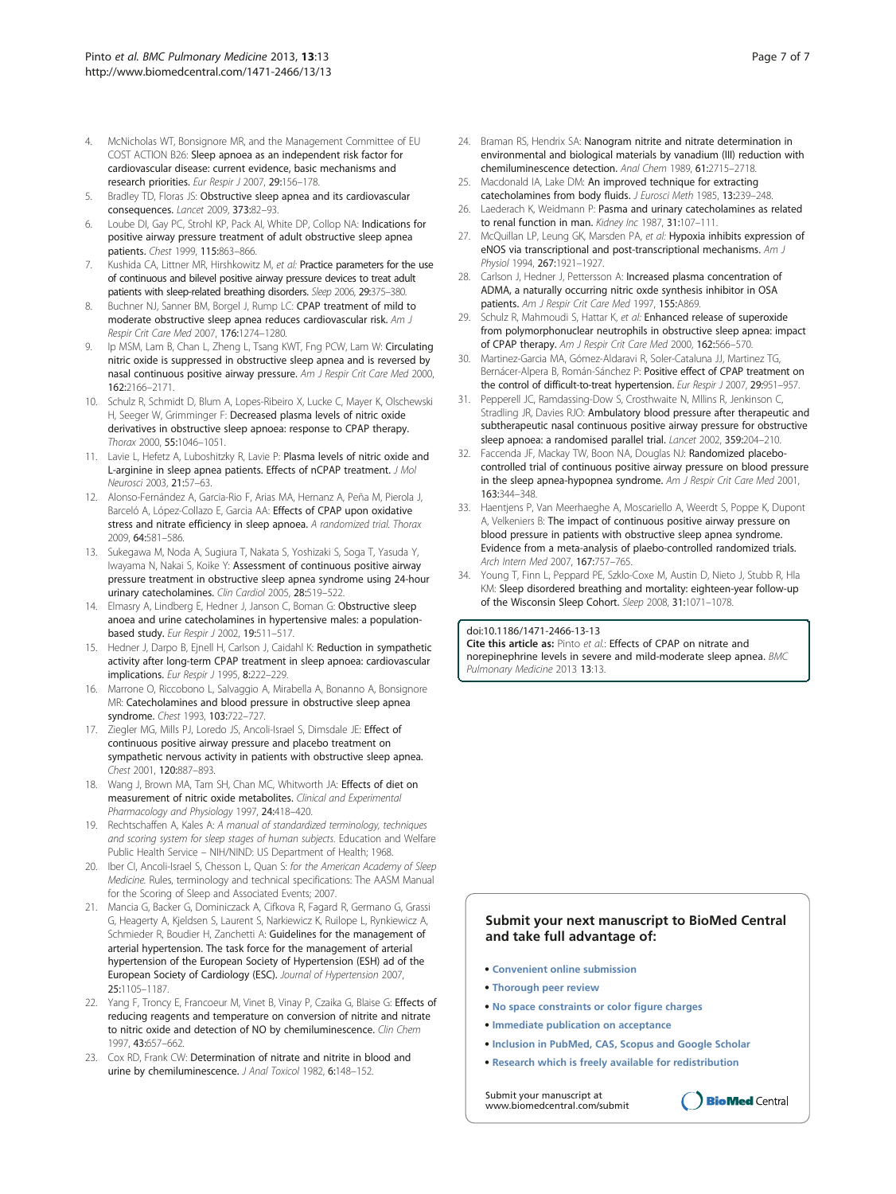4. McNicholas WT, Bonsignore MR, and the Management Committee of EU COST ACTION B26: **Sleep apnoea as an independent risk factor for cardiovascular disease: current evidence, basic mechanisms and research priorities.** *Eur Respir J* 2007, **29**:156–178.
5. Bradley TD, Floras JS: **Obstructive sleep apnoea and its cardiovascular consequences.** *Lancet* 2009, **373**:82–93.
6. Loube DI, Gay PC, Strohl KP, Pack AI, White DP, Collop NA: **Indications for positive airway pressure treatment of adult obstructive sleep apnea patients.** *Chest* 1999, **115**:863–866.
7. Kushida CA, Littner MR, Hirshkowitz M, *et al:* **Practice parameters for the use of continuous and bilevel positive airway pressure devices to treat adult patients with sleep-related breathing disorders.** *Sleep* 2006, **29**:375–380.
8. Buchner NJ, Sanner BM, Borgel J, Rump LC: **CPAP treatment of mild to moderate obstructive sleep apnea reduces cardiovascular risk.** *Am J Respir Crit Care Med* 2007, **176**:1274–1280.
9. Ip MSM, Lam B, Chan L, Zheng L, Tsang KWT, Fng PCW, Lam W: **Circulating nitric oxide is suppressed in obstructive sleep apnea and is reversed by nasal continuous positive airway pressure.** *Am J Respir Crit Care Med* 2000, **162**:2166–2171.
10. Schulz R, Schmidt D, Blum A, Lopes-Ribeiro X, Lucke C, Mayer K, Olschewski H, Seeger W, Grimminger F: **Decreased plasma levels of nitric oxide derivatives in obstructive sleep apnoea: response to CPAP therapy.** *Thorax* 2000, **55**:1046–1051.
11. Lavie L, Hefetz A, Luboshitzky R, Lavie P: **Plasma levels of nitric oxide and L-arginine in sleep apnea patients. Effects of nCPAP treatment.** *J Mol Neurosci* 2003, **21**:57–63.
12. Alonso-Fernández A, García-Río F, Arias MA, Hernanz A, Peña M, Pierola J, Barceló A, López-Collazo E, García AA: **Effects of CPAP upon oxidative stress and nitrate efficiency in sleep apnoea.** *A randomized trial. Thorax* 2009, **64**:581–586.
13. Sukegawa M, Noda A, Sugiura T, Nakata S, Yoshizaki S, Soga T, Yasuda Y, Iwayama N, Nakai S, Koike Y: **Assessment of continuous positive airway pressure treatment in obstructive sleep apnea syndrome using 24-hour urinary catecholamines.** *Clin Cardiol* 2005, **28**:519–522.
14. Elmasry A, Lindberg E, Hedner J, Janson C, Boman G: **Obstructive sleep anoea and urine catecholamines in hypertensive males: a population-based study.** *Eur Respir J* 2002, **19**:511–517.
15. Hedner J, Darpo B, Ejnell H, Carlson J, Caidahl K: **Reduction in sympathetic activity after long-term CPAP treatment in sleep apnoea: cardiovascular implications.** *Eur Respir J* 1995, **8**:222–229.
16. Marrone O, Riccobono L, Salvaggio A, Mirabella A, Bonanno A, Bonsignore MR: **Catecholamines and blood pressure in obstructive sleep apnea syndrome.** *Chest* 1993, **103**:722–727.
17. Ziegler MG, Mills PJ, Loredo JS, Ancoli-Israel S, Dimsdale JE: **Effect of continuous positive airway pressure and placebo treatment on sympathetic nervous activity in patients with obstructive sleep apnea.** *Chest* 2001, **120**:887–893.
18. Wang J, Brown MA, Tam SH, Chan MC, Whitworth JA: **Effects of diet on measurement of nitric oxide metabolites.** *Clinical and Experimental Pharmacology and Physiology* 1997, **24**:418–420.
19. Rechtschaffen A, Kales A: *A manual of standardized terminology, techniques and scoring system for sleep stages of human subjects.* Education and Welfare Public Health Service – NIH/NIND: US Department of Health; 1968.
20. Iber CI, Ancoli-Israel S, Chesson L, Quan S: *for the American Academy of Sleep Medicine.* Rules, terminology and technical specifications: The AASM Manual for the Scoring of Sleep and Associated Events; 2007.
21. Mancia G, Backer G, Dominiczack A, Cifkova R, Fagard R, Germano G, Grassi G, Heagerty A, Kjeldsen S, Laurent S, Narkiewicz K, Ruilope L, Rynkiewicz A, Schmieder R, Boudier H, Zanchetti A: **Guidelines for the management of arterial hypertension. The task force for the management of arterial hypertension of the European Society of Hypertension (ESH) ad of the European Society of Cardiology (ESC).** *Journal of Hypertension* 2007, **25**:1105–1187.
22. Yang F, Troncy E, Francoeur M, Vinet B, Vinay P, Czaika G, Blaise G: **Effects of reducing reagents and temperature on conversion of nitrite and nitrate to nitric oxide and detection of NO by chemiluminescence.** *Clin Chem* 1997, **43**:657–662.
23. Cox RD, Frank CW: **Determination of nitrate and nitrite in blood and urine by chemiluminescence.** *J Anal Toxicol* 1982, **6**:148–152.
24. Braman RS, Hendrix SA: **Nanogram nitrite and nitrate determination in environmental and biological materials by vanadium (III) reduction with chemiluminescence detection.** *Anal Chem* 1989, **61**:2715–2718.
25. Macdonald IA, Lake DM: **An improved technique for extracting catecholamines from body fluids.** *J Eurosci Meth* 1985, **13**:239–248.
26. Laederach K, Weidmann P: **Pasma and urinary catecholamines as related to renal function in man.** *Kidney Inc* 1987, **31**:107–111.
27. McQuillan LP, Leung GK, Marsden PA, *et al:* **Hypoxia inhibits expression of eNOS via transcriptional and post-transcriptional mechanisms.** *Am J Physiol* 1994, **267**:1921–1927.
28. Carlson J, Hedner J, Pettersson A: **Increased plasma concentration of ADMA, a naturally occurring nitric oxde synthesis inhibitor in OSA patients.** *Am J Respir Crit Care Med* 1997, **155**:A869.
29. Schulz R, Mahmoudi S, Hattar K, *et al:* **Enhanced release of superoxide from polymorphonuclear neutrophils in obstructive sleep apnea: impact of CPAP therapy.** *Am J Respir Crit Care Med* 2000, **162**:566–570.
30. Martinez-Garcia MA, Gómez-Aldaravi R, Soler-Cataluna JJ, Martinez TG, Bernácer-Alpera B, Román-Sánchez P: **Positive effect of CPAP treatment on the control of difficult-to-treat hypertension.** *Eur Respir J* 2007, **29**:951–957.
31. Pepperell JC, Ramdassing-Dow S, Crosthwaite N, Mllins R, Jenkinson C, Stradling JR, Davies RJO: **Ambulatory blood pressure after therapeutic and subtherapeutic nasal continuous positive airway pressure for obstructive sleep apnoea: a randomised parallel trial.** *Lancet* 2002, **359**:204–210.
32. Faccenda JF, Mackay TW, Boon NA, Douglas NJ: **Randomized placebo-controlled trial of continuous positive airway pressure on blood pressure in the sleep apnea-hypopnea syndrome.** *Am J Respir Crit Care Med* 2001, **163**:344–348.
33. Haentjens P, Van Meerhaeghe A, Moscariello A, Weerdt S, Poppe K, Dupont A, Velkeniers B: **The impact of continuous positive airway pressure on blood pressure in patients with obstructive sleep apnea syndrome. Evidence from a meta-analysis of plaebo-controlled randomized trials.** *Arch Intern Med* 2007, **167**:757–765.
34. Young T, Finn L, Peppard PE, Szklo-Coxe M, Austin D, Nieto J, Stubb R, Hla KM: **Sleep disordered breathing and mortality: eighteen-year follow-up of the Wisconsin Sleep Cohort.** *Sleep* 2008, **31**:1071–1078.

doi:10.1186/1471-2466-13-13

**Cite this article as:** Pinto *et al.*: Effects of CPAP on nitrate and norepinephrine levels in severe and mild-moderate sleep apnea. *BMC Pulmonary Medicine* 2013 13:13.

**Submit your next manuscript to BioMed Central and take full advantage of:**

- **Convenient online submission**
- **Thorough peer review**
- **No space constraints or color figure charges**
- **Immediate publication on acceptance**
- **Inclusion in PubMed, CAS, Scopus and Google Scholar**
- **Research which is freely available for redistribution**

Submit your manuscript at www.biomedcentral.com/submit

BioMed Central